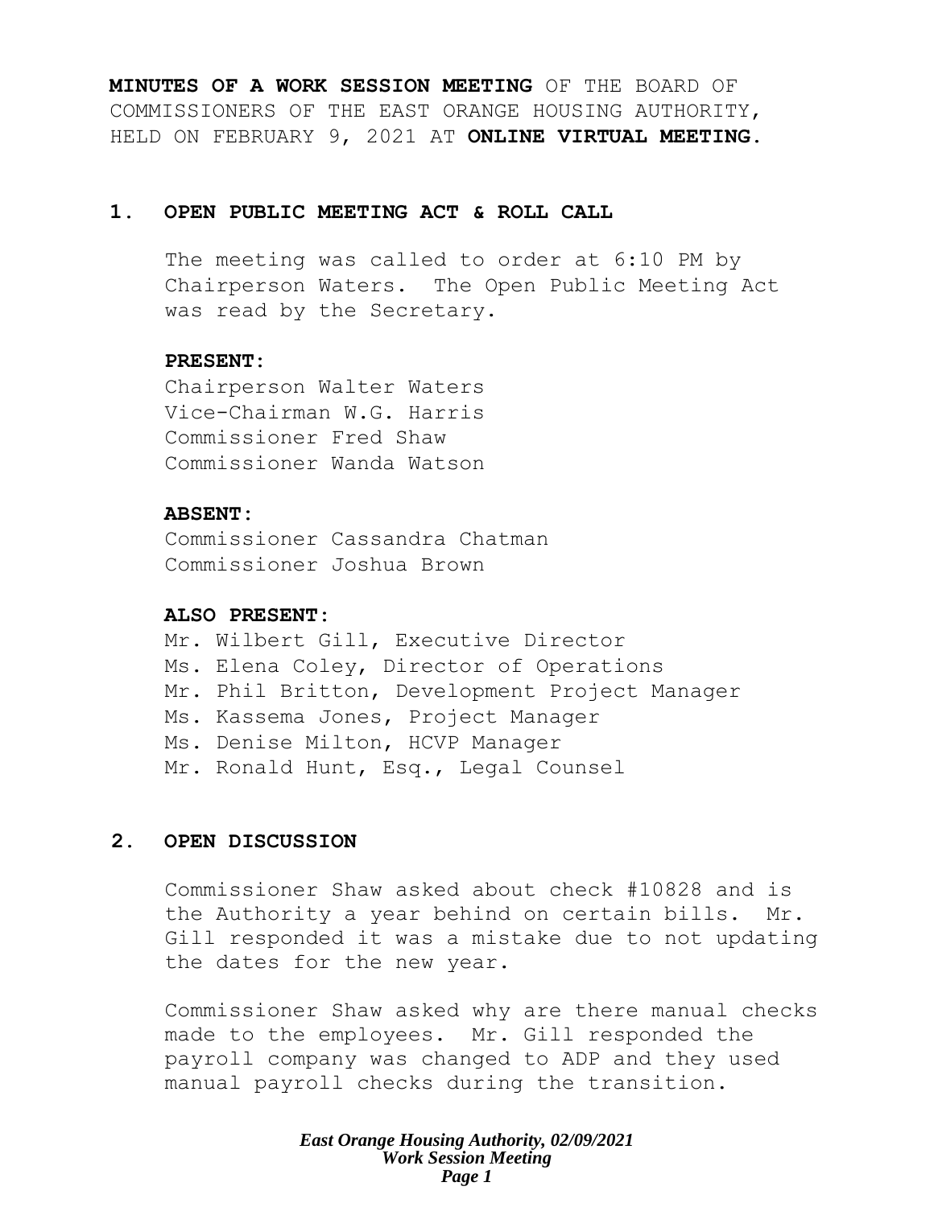**MINUTES OF A WORK SESSION MEETING** OF THE BOARD OF COMMISSIONERS OF THE EAST ORANGE HOUSING AUTHORITY, HELD ON FEBRUARY 9, 2021 AT **ONLINE VIRTUAL MEETING.**

## 1. OPEN PUBLIC MEETING ACT & ROLL CALL

The meeting was called to order at 6:10 PM by Chairperson Waters. The Open Public Meeting Act was read by the Secretary.

**PRESENT:**
Chairperson Walter Waters
Vice-Chairman W.G. Harris
Commissioner Fred Shaw
Commissioner Wanda Watson

**ABSENT:**
Commissioner Cassandra Chatman
Commissioner Joshua Brown

**ALSO PRESENT:**
Mr. Wilbert Gill, Executive Director
Ms. Elena Coley, Director of Operations
Mr. Phil Britton, Development Project Manager
Ms. Kassema Jones, Project Manager
Ms. Denise Milton, HCVP Manager
Mr. Ronald Hunt, Esq., Legal Counsel

## 2. OPEN DISCUSSION

Commissioner Shaw asked about check #10828 and is the Authority a year behind on certain bills. Mr. Gill responded it was a mistake due to not updating the dates for the new year.

Commissioner Shaw asked why are there manual checks made to the employees. Mr. Gill responded the payroll company was changed to ADP and they used manual payroll checks during the transition.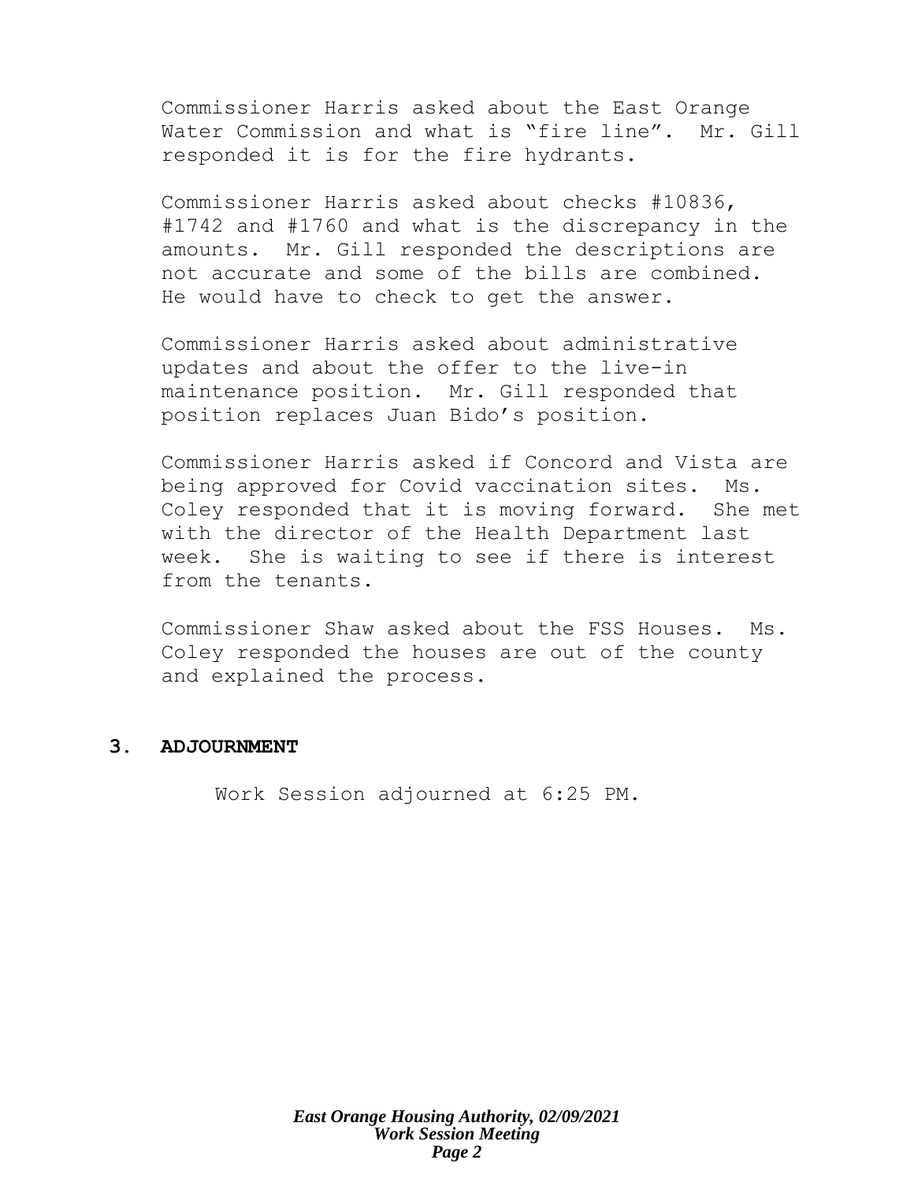Commissioner Harris asked about the East Orange Water Commission and what is "fire line". Mr. Gill responded it is for the fire hydrants.

Commissioner Harris asked about checks #10836, #1742 and #1760 and what is the discrepancy in the amounts. Mr. Gill responded the descriptions are not accurate and some of the bills are combined. He would have to check to get the answer.

Commissioner Harris asked about administrative updates and about the offer to the live-in maintenance position. Mr. Gill responded that position replaces Juan Bido's position.

Commissioner Harris asked if Concord and Vista are being approved for Covid vaccination sites. Ms. Coley responded that it is moving forward. She met with the director of the Health Department last week. She is waiting to see if there is interest from the tenants.

Commissioner Shaw asked about the FSS Houses. Ms. Coley responded the houses are out of the county and explained the process.

## 3. ADJOURNMENT

Work Session adjourned at 6:25 PM.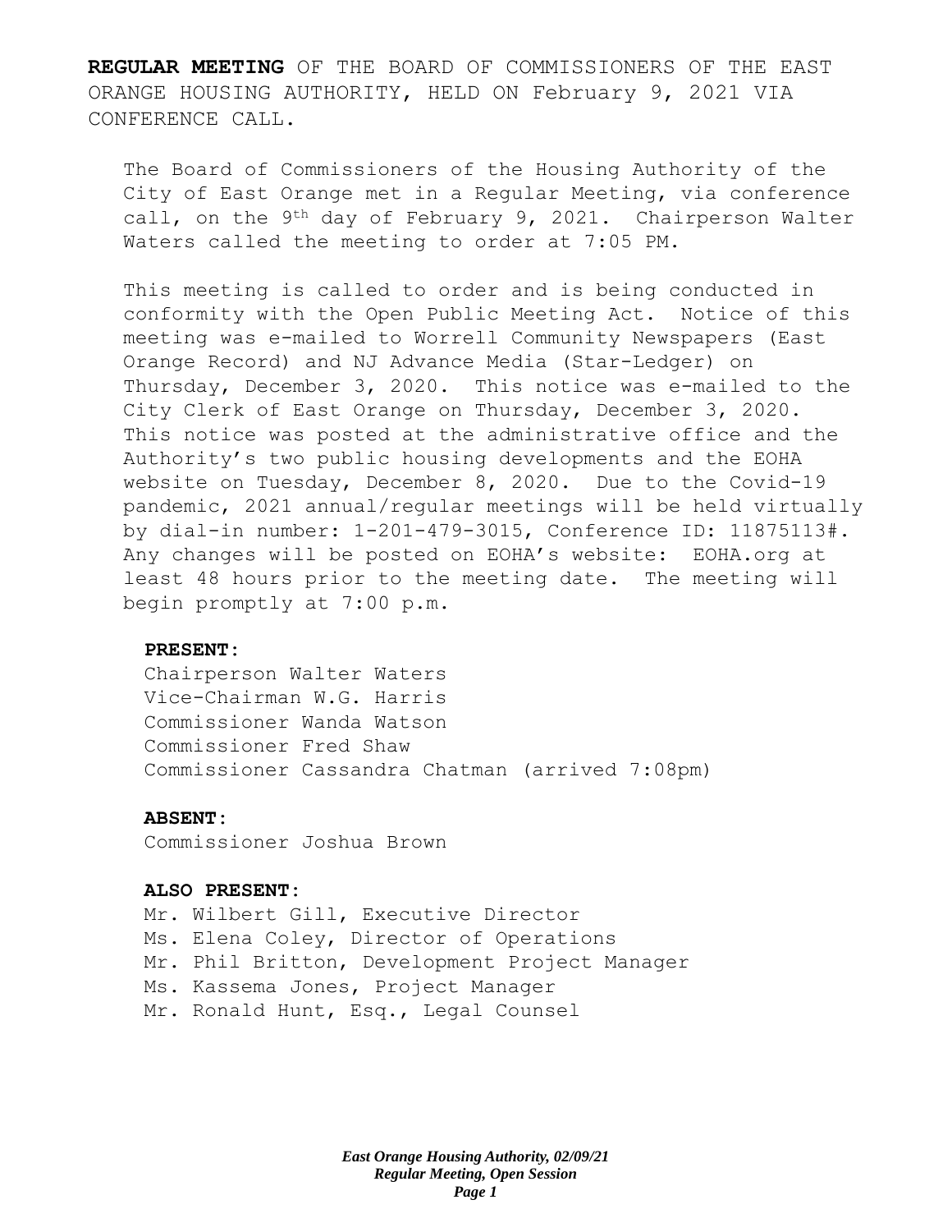**REGULAR MEETING** OF THE BOARD OF COMMISSIONERS OF THE EAST ORANGE HOUSING AUTHORITY, HELD ON February 9, 2021 VIA CONFERENCE CALL.

The Board of Commissioners of the Housing Authority of the City of East Orange met in a Regular Meeting, via conference call, on the 9th day of February 9, 2021. Chairperson Walter Waters called the meeting to order at 7:05 PM.

This meeting is called to order and is being conducted in conformity with the Open Public Meeting Act. Notice of this meeting was e-mailed to Worrell Community Newspapers (East Orange Record) and NJ Advance Media (Star-Ledger) on Thursday, December 3, 2020. This notice was e-mailed to the City Clerk of East Orange on Thursday, December 3, 2020. This notice was posted at the administrative office and the Authority's two public housing developments and the EOHA website on Tuesday, December 8, 2020. Due to the Covid-19 pandemic, 2021 annual/regular meetings will be held virtually by dial-in number: 1-201-479-3015, Conference ID: 11875113#. Any changes will be posted on EOHA's website: EOHA.org at least 48 hours prior to the meeting date. The meeting will begin promptly at 7:00 p.m.

**PRESENT:**

Chairperson Walter Waters
Vice-Chairman W.G. Harris
Commissioner Wanda Watson
Commissioner Fred Shaw
Commissioner Cassandra Chatman (arrived 7:08pm)

**ABSENT:**

Commissioner Joshua Brown

**ALSO PRESENT:**

Mr. Wilbert Gill, Executive Director
Ms. Elena Coley, Director of Operations
Mr. Phil Britton, Development Project Manager
Ms. Kassema Jones, Project Manager
Mr. Ronald Hunt, Esq., Legal Counsel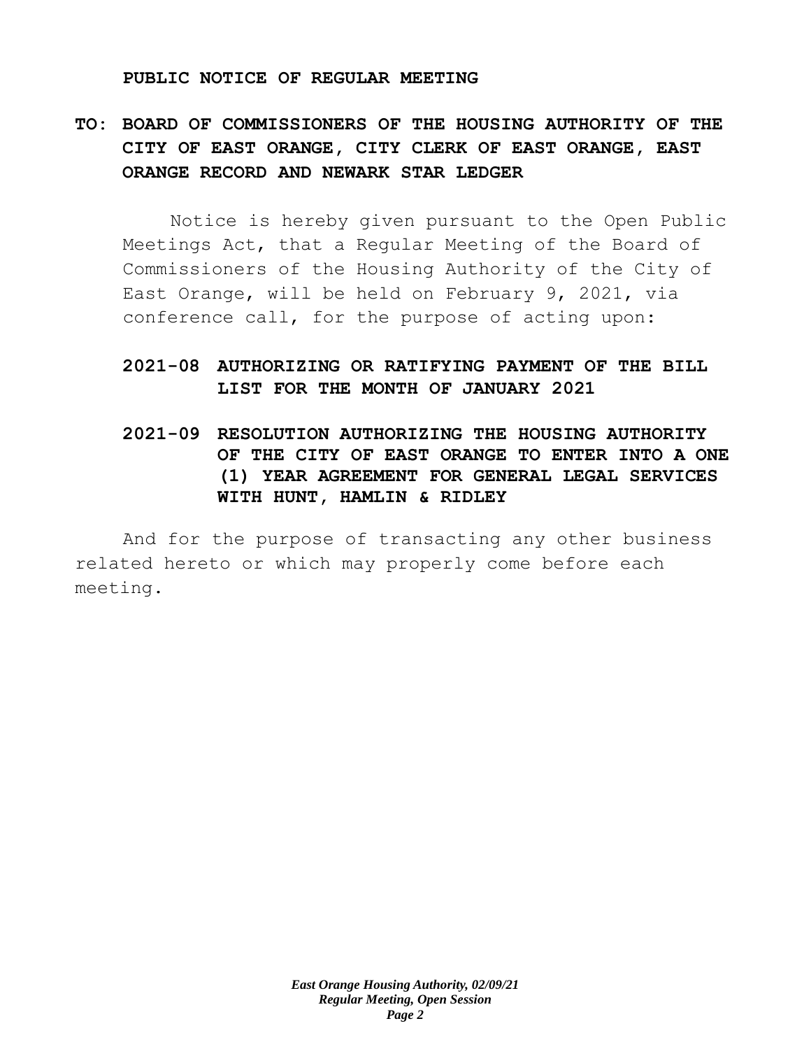**PUBLIC NOTICE OF REGULAR MEETING**

**TO: BOARD OF COMMISSIONERS OF THE HOUSING AUTHORITY OF THE CITY OF EAST ORANGE, CITY CLERK OF EAST ORANGE, EAST ORANGE RECORD AND NEWARK STAR LEDGER**

Notice is hereby given pursuant to the Open Public Meetings Act, that a Regular Meeting of the Board of Commissioners of the Housing Authority of the City of East Orange, will be held on February 9, 2021, via conference call, for the purpose of acting upon:

**2021-08 AUTHORIZING OR RATIFYING PAYMENT OF THE BILL LIST FOR THE MONTH OF JANUARY 2021**

**2021-09 RESOLUTION AUTHORIZING THE HOUSING AUTHORITY OF THE CITY OF EAST ORANGE TO ENTER INTO A ONE (1) YEAR AGREEMENT FOR GENERAL LEGAL SERVICES WITH HUNT, HAMLIN & RIDLEY**

And for the purpose of transacting any other business related hereto or which may properly come before each meeting.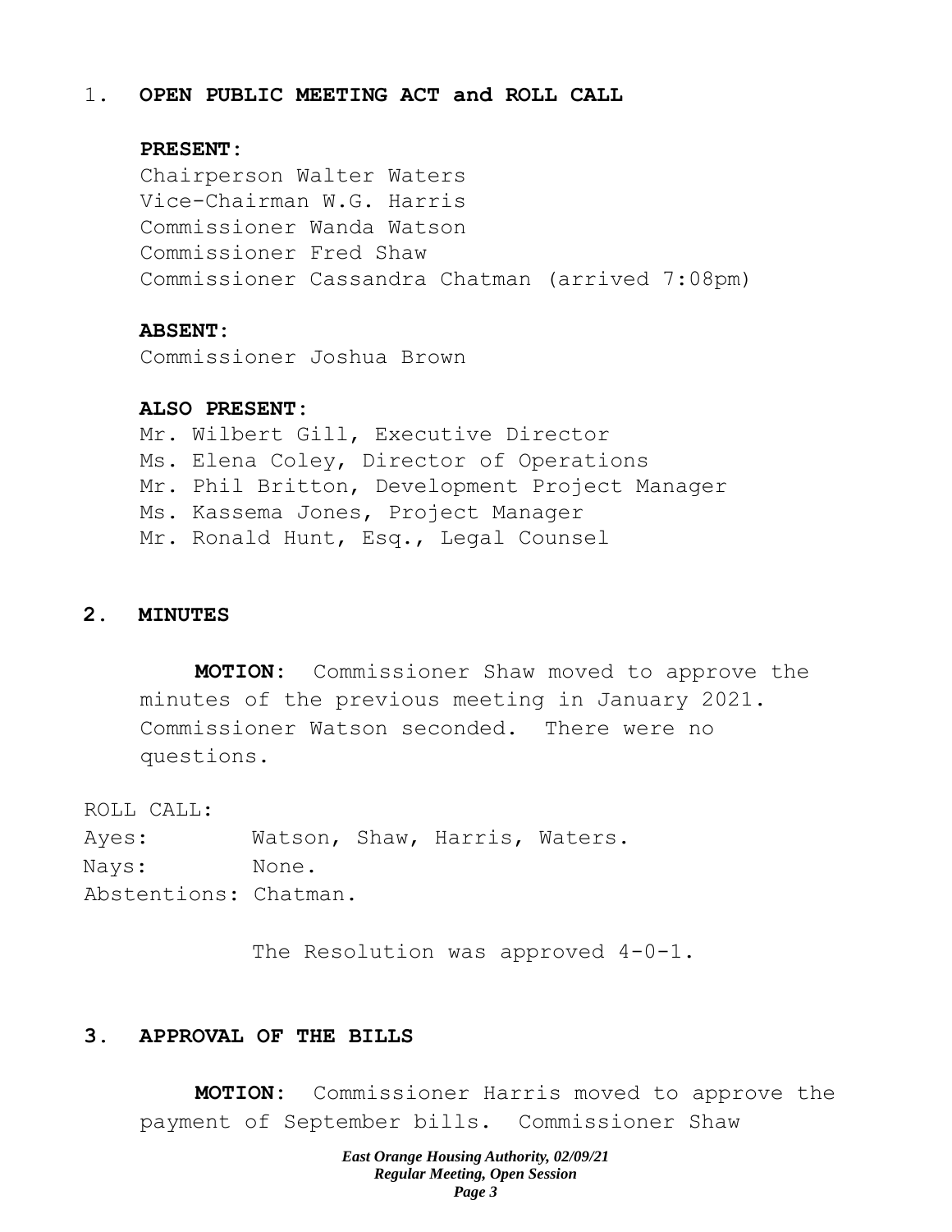## 1. OPEN PUBLIC MEETING ACT and ROLL CALL

**PRESENT:**

Chairperson Walter Waters
Vice-Chairman W.G. Harris
Commissioner Wanda Watson
Commissioner Fred Shaw
Commissioner Cassandra Chatman (arrived 7:08pm)

**ABSENT:**

Commissioner Joshua Brown

**ALSO PRESENT:**

Mr. Wilbert Gill, Executive Director
Ms. Elena Coley, Director of Operations
Mr. Phil Britton, Development Project Manager
Ms. Kassema Jones, Project Manager
Mr. Ronald Hunt, Esq., Legal Counsel

## 2. MINUTES

**MOTION:** Commissioner Shaw moved to approve the minutes of the previous meeting in January 2021. Commissioner Watson seconded. There were no questions.

ROLL CALL:
Ayes: Watson, Shaw, Harris, Waters.
Nays: None.
Abstentions: Chatman.

The Resolution was approved 4-0-1.

## 3. APPROVAL OF THE BILLS

**MOTION:** Commissioner Harris moved to approve the payment of September bills. Commissioner Shaw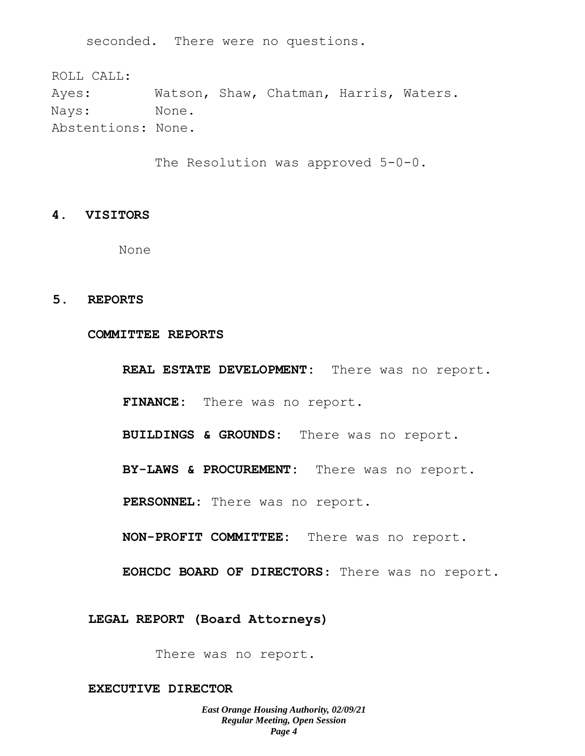seconded. There were no questions.

ROLL CALL:
Ayes: Watson, Shaw, Chatman, Harris, Waters.
Nays: None.
Abstentions: None.

The Resolution was approved 5-0-0.

## 4. VISITORS

None

## 5. REPORTS

### COMMITTEE REPORTS

**REAL ESTATE DEVELOPMENT:** There was no report.

**FINANCE:** There was no report.

**BUILDINGS & GROUNDS:** There was no report.

**BY-LAWS & PROCUREMENT:** There was no report.

**PERSONNEL:** There was no report.

**NON-PROFIT COMMITTEE:** There was no report.

**EOHCDC BOARD OF DIRECTORS:** There was no report.

### LEGAL REPORT (Board Attorneys)

There was no report.

### EXECUTIVE DIRECTOR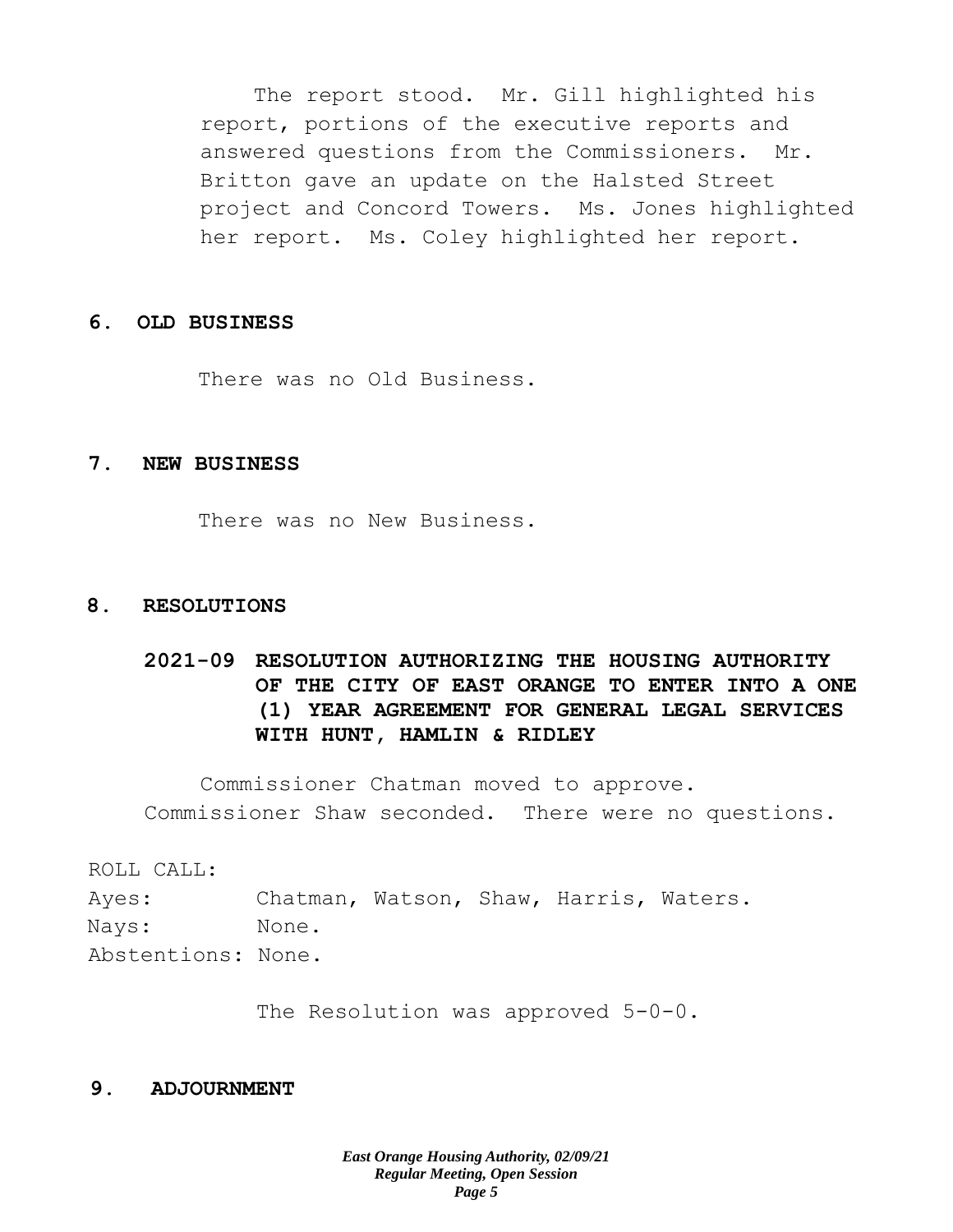The report stood. Mr. Gill highlighted his report, portions of the executive reports and answered questions from the Commissioners. Mr. Britton gave an update on the Halsted Street project and Concord Towers. Ms. Jones highlighted her report. Ms. Coley highlighted her report.

## 6. OLD BUSINESS

There was no Old Business.

## 7. NEW BUSINESS

There was no New Business.

## 8. RESOLUTIONS

### 2021-09 RESOLUTION AUTHORIZING THE HOUSING AUTHORITY OF THE CITY OF EAST ORANGE TO ENTER INTO A ONE (1) YEAR AGREEMENT FOR GENERAL LEGAL SERVICES WITH HUNT, HAMLIN & RIDLEY

Commissioner Chatman moved to approve. Commissioner Shaw seconded. There were no questions.

ROLL CALL:
Ayes: Chatman, Watson, Shaw, Harris, Waters.
Nays: None.
Abstentions: None.

The Resolution was approved 5-0-0.

## 9. ADJOURNMENT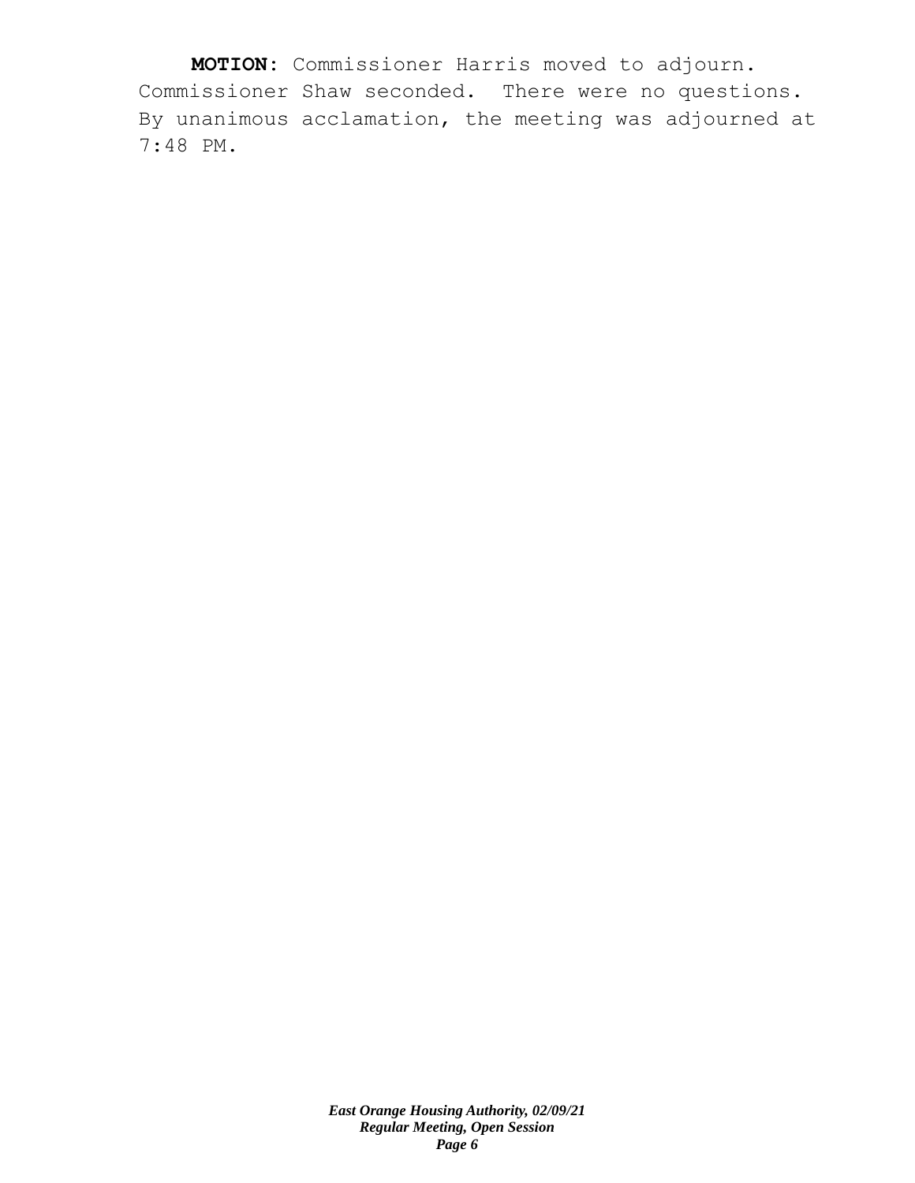**MOTION**: Commissioner Harris moved to adjourn. Commissioner Shaw seconded. There were no questions. By unanimous acclamation, the meeting was adjourned at 7:48 PM.